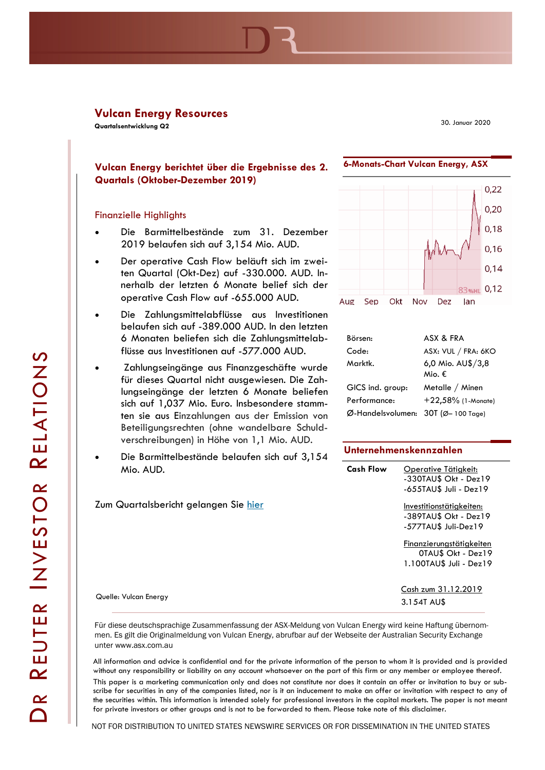# Vulcan Energy Resources

**Quartalsentwicklung Q2**

30. Januar 2020

## Vulcan Energy berichtet über die Ergebnisse des 2. Quartals (Oktober-Dezember 2019)

### Finanzielle Highlights

- Die Barmittelbestände zum 31. Dezember 2019 belaufen sich auf 3,154 Mio. AUD.
- Der operative Cash Flow beläuft sich im zweiten Quartal (Okt-Dez) auf -330.000. AUD. Innerhalb der letzten 6 Monate belief sich der operative Cash Flow auf -655.000 AUD.
- Die Zahlungsmittelabflüsse aus Investitionen belaufen sich auf -389.000 AUD. In den letzten 6 Monaten beliefen sich die Zahlungsmittelabflüsse aus Investitionen auf -577.000 AUD.
- Zahlungseingänge aus Finanzgeschäfte wurde für dieses Quartal nicht ausgewiesen. Die Zahlungseingänge der letzten 6 Monate beliefen sich auf 1,037 Mio. Euro. Insbesondere stammten sie aus Einzahlungen aus der Emission von Beteiligungsrechten (ohne wandelbare Schuldverschreibungen) in Höhe von 1,1 Mio. AUD.
- Die Barmittelbestände belaufen sich auf 3,154 Mio. AUD.

Zum Quartalsbericht gelangen Sie [hier]

Quelle: Vulcan Energy

### 6-Monats-Chart Vulcan Energy, ASX

| | |
|---|---|
| Börsen: | ASX & FRA |
| Code: | ASX: VUL / FRA: 6KO |
| Marktk. | 6,0 Mio. AU$/3,8 Mio. € |
| GICS ind. group: | Metalle / Minen |
| Performance: | +22,58% (1-Monate) |
| Ø-Handelsvolumen: | 30T (Ø– 100 Tage) |

### Unternehmenskennzahlen

| | |
|---|---|
| **Cash Flow** | Operative Tätigkeit:<br>-330TAU$ Okt - Dez19<br>-655TAU$ Juli - Dez19 |
| | Investitionstätigkeiten:<br>-389TAU$ Okt - Dez19<br>-577TAU$ Juli-Dez19 |
| | Finanzierungstätigkeiten<br>0TAU$ Okt - Dez19<br>1.100TAU$ Juli - Dez19 |
| | Cash zum 31.12.2019<br>3.154T AU$ |

Für diese deutschsprachige Zusammenfassung der ASX-Meldung von Vulcan Energy wird keine Haftung übernommen. Es gilt die Originalmeldung von Vulcan Energy, abrufbar auf der Webseite der Australian Security Exchange unter www.asx.com.au

All information and advice is confidential and for the private information of the person to whom it is provided and is provided without any responsibility or liability on any account whatsoever on the part of this firm or any member or employee thereof. This paper is a marketing communication only and does not constitute nor does it contain an offer or invitation to buy or subscribe for securities in any of the companies listed, nor is it an inducement to make an offer or invitation with respect to any of the securities within. This information is intended solely for professional investors in the capital markets. The paper is not meant for private investors or other groups and is not to be forwarded to them. Please take note of this disclaimer.

NOT FOR DISTRIBUTION TO UNITED STATES NEWSWIRE SERVICES OR FOR DISSEMINATION IN THE UNITED STATES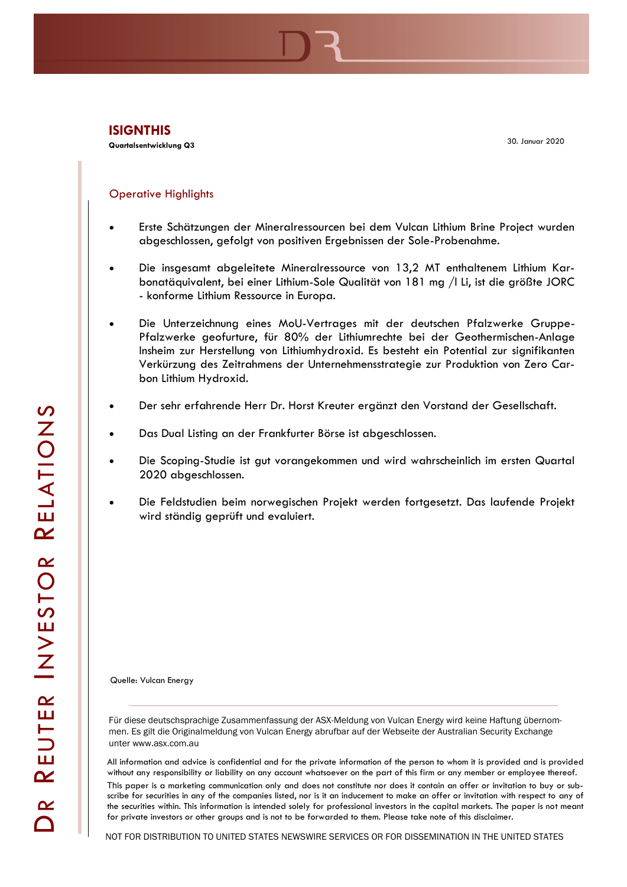# ISIGNTHIS

**Quartalsentwicklung Q3**

30. Januar 2020

## Operative Highlights

- Erste Schätzungen der Mineralressourcen bei dem Vulcan Lithium Brine Project wurden abgeschlossen, gefolgt von positiven Ergebnissen der Sole-Probenahme.

- Die insgesamt abgeleitete Mineralressource von 13,2 MT enthaltenem Lithium Karbonatäquivalent, bei einer Lithium-Sole Qualität von 181 mg /l Li, ist die größte JORC - konforme Lithium Ressource in Europa.

- Die Unterzeichnung eines MoU-Vertrages mit der deutschen Pfalzwerke Gruppe-Pfalzwerke geofurture, für 80% der Lithiumrechte bei der Geothermischen-Anlage Insheim zur Herstellung von Lithiumhydroxid. Es besteht ein Potential zur signifikanten Verkürzung des Zeitrahmens der Unternehmensstrategie zur Produktion von Zero Carbon Lithium Hydroxid.

- Der sehr erfahrende Herr Dr. Horst Kreuter ergänzt den Vorstand der Gesellschaft.

- Das Dual Listing an der Frankfurter Börse ist abgeschlossen.

- Die Scoping-Studie ist gut vorangekommen und wird wahrscheinlich im ersten Quartal 2020 abgeschlossen.

- Die Feldstudien beim norwegischen Projekt werden fortgesetzt. Das laufende Projekt wird ständig geprüft und evaluiert.

Quelle: Vulcan Energy

---

Für diese deutschsprachige Zusammenfassung der ASX-Meldung von Vulcan Energy wird keine Haftung übernommen. Es gilt die Originalmeldung von Vulcan Energy abrufbar auf der Webseite der Australian Security Exchange unter www.asx.com.au

All information and advice is confidential and for the private information of the person to whom it is provided and is provided without any responsibility or liability on any account whatsoever on the part of this firm or any member or employee thereof.

This paper is a marketing communication only and does not constitute nor does it contain an offer or invitation to buy or subscribe for securities in any of the companies listed, nor is it an inducement to make an offer or invitation with respect to any of the securities within. This information is intended solely for professional investors in the capital markets. The paper is not meant for private investors or other groups and is not to be forwarded to them. Please take note of this disclaimer.

NOT FOR DISTRIBUTION TO UNITED STATES NEWSWIRE SERVICES OR FOR DISSEMINATION IN THE UNITED STATES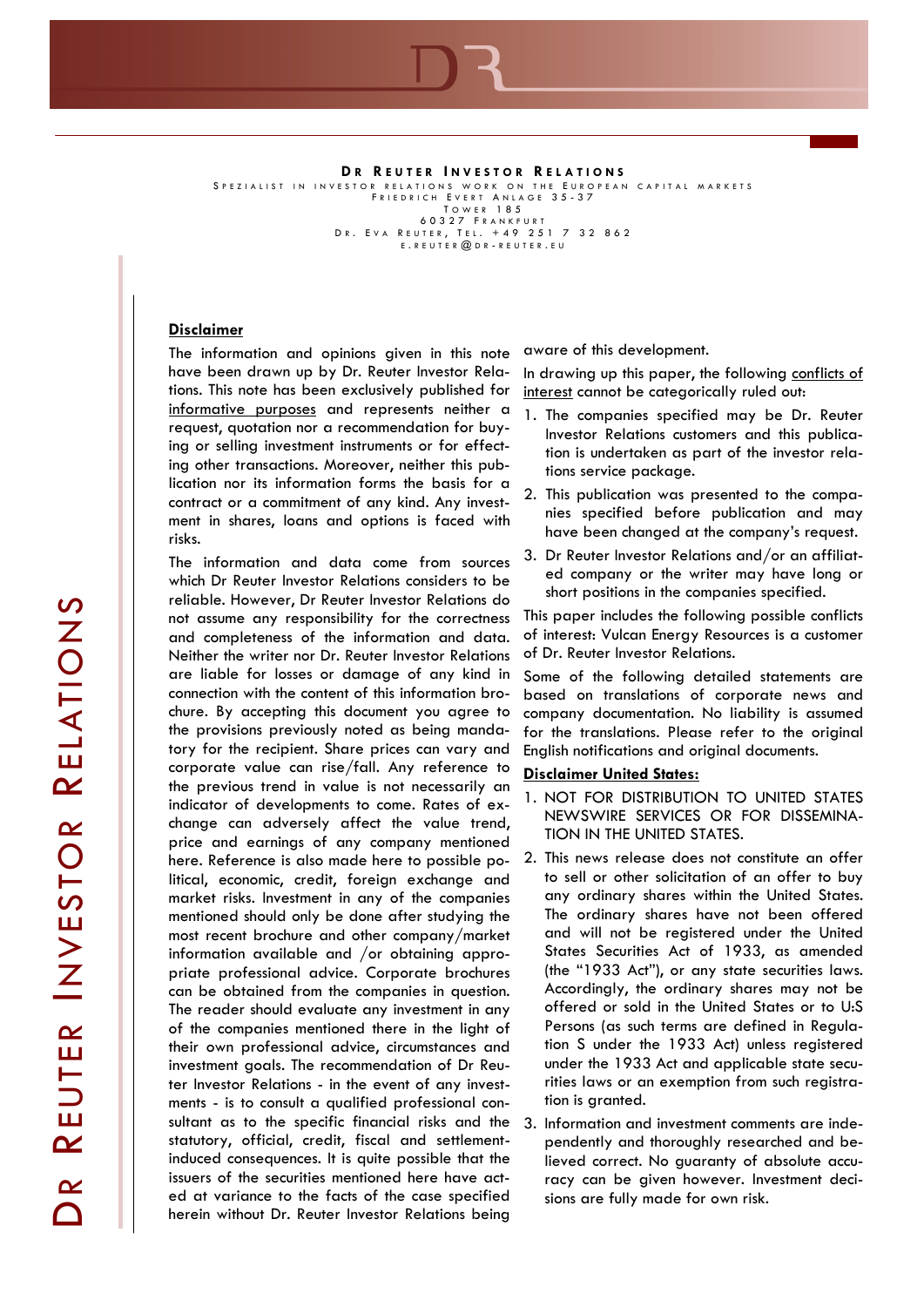**Dr Reuter Investor Relations**

Spezialist in investor relations work on the European capital markets
Friedrich Evert Anlage 35-37
Tower 185
60327 Frankfurt
Dr. Eva Reuter, Tel. +49 251 7 32 862
e.reuter@dr-reuter.eu

## Disclaimer

The information and opinions given in this note have been drawn up by Dr. Reuter Investor Relations. This note has been exclusively published for informative purposes and represents neither a request, quotation nor a recommendation for buying or selling investment instruments or for effecting other transactions. Moreover, neither this publication nor its information forms the basis for a contract or a commitment of any kind. Any investment in shares, loans and options is faced with risks.

The information and data come from sources which Dr Reuter Investor Relations considers to be reliable. However, Dr Reuter Investor Relations do not assume any responsibility for the correctness and completeness of the information and data. Neither the writer nor Dr. Reuter Investor Relations are liable for losses or damage of any kind in connection with the content of this information brochure. By accepting this document you agree to the provisions previously noted as being mandatory for the recipient. Share prices can vary and corporate value can rise/fall. Any reference to the previous trend in value is not necessarily an indicator of developments to come. Rates of exchange can adversely affect the value trend, price and earnings of any company mentioned here. Reference is also made here to possible political, economic, credit, foreign exchange and market risks. Investment in any of the companies mentioned should only be done after studying the most recent brochure and other company/market information available and /or obtaining appropriate professional advice. Corporate brochures can be obtained from the companies in question. The reader should evaluate any investment in any of the companies mentioned there in the light of their own professional advice, circumstances and investment goals. The recommendation of Dr Reuter Investor Relations - in the event of any investments - is to consult a qualified professional consultant as to the specific financial risks and the statutory, official, credit, fiscal and settlement-induced consequences. It is quite possible that the issuers of the securities mentioned here have acted at variance to the facts of the case specified herein without Dr. Reuter Investor Relations being aware of this development.

In drawing up this paper, the following conflicts of interest cannot be categorically ruled out:

1. The companies specified may be Dr. Reuter Investor Relations customers and this publication is undertaken as part of the investor relations service package.
2. This publication was presented to the companies specified before publication and may have been changed at the company's request.
3. Dr Reuter Investor Relations and/or an affiliated company or the writer may have long or short positions in the companies specified.

This paper includes the following possible conflicts of interest: Vulcan Energy Resources is a customer of Dr. Reuter Investor Relations.

Some of the following detailed statements are based on translations of corporate news and company documentation. No liability is assumed for the translations. Please refer to the original English notifications and original documents.

## Disclaimer United States:

1. NOT FOR DISTRIBUTION TO UNITED STATES NEWSWIRE SERVICES OR FOR DISSEMINATION IN THE UNITED STATES.
2. This news release does not constitute an offer to sell or other solicitation of an offer to buy any ordinary shares within the United States. The ordinary shares have not been offered and will not be registered under the United States Securities Act of 1933, as amended (the "1933 Act"), or any state securities laws. Accordingly, the ordinary shares may not be offered or sold in the United States or to U:S Persons (as such terms are defined in Regulation S under the 1933 Act) unless registered under the 1933 Act and applicable state securities laws or an exemption from such registration is granted.
3. Information and investment comments are independently and thoroughly researched and believed correct. No guaranty of absolute accuracy can be given however. Investment decisions are fully made for own risk.